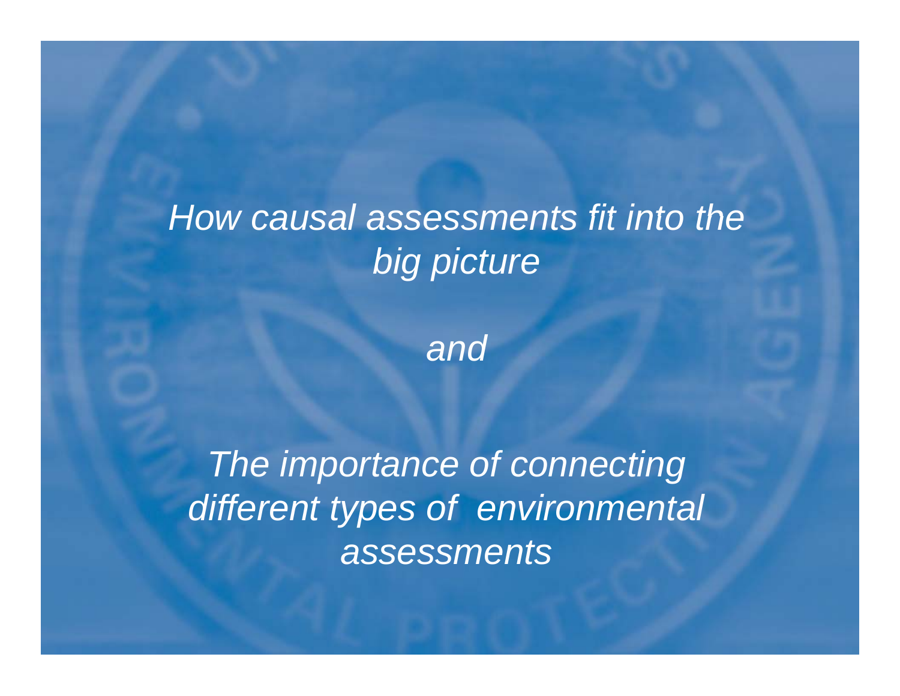*How causal assessments fit into the big picture*

*and*

*The importance of connecting different types of environmental assessments*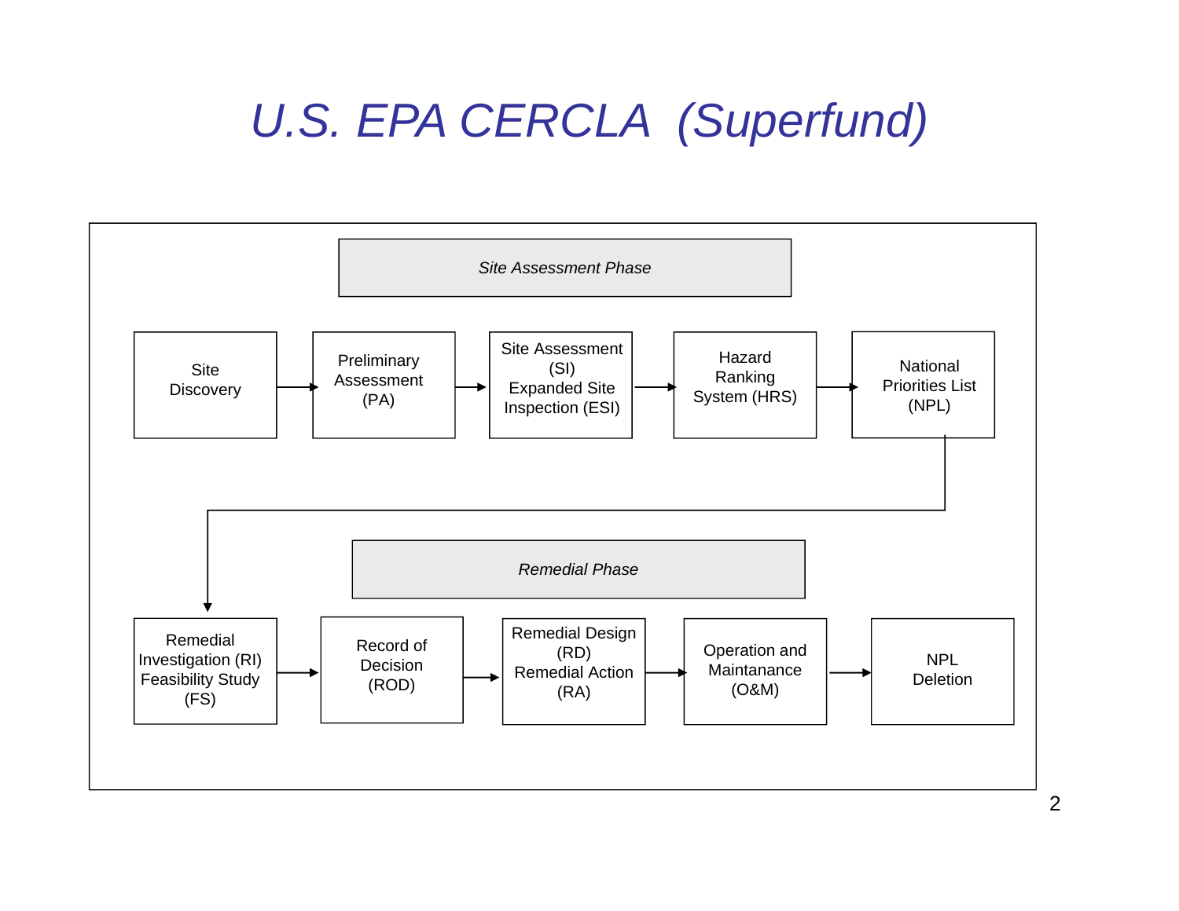# U.S. EPA CERCLA (Superfund)

*Site Assessment Phase*

Site Discovery → Preliminary Assessment (PA) → Site Assessment (SI) Expanded Site Inspection (ESI) → Hazard Ranking System (HRS) → National Priorities List (NPL)

*Remedial Phase*

Remedial Investigation (RI) Feasibility Study (FS) → Record of Decision (ROD) → Remedial Design (RD) Remedial Action (RA) → Operation and Maintainance (O&M) → NPL Deletion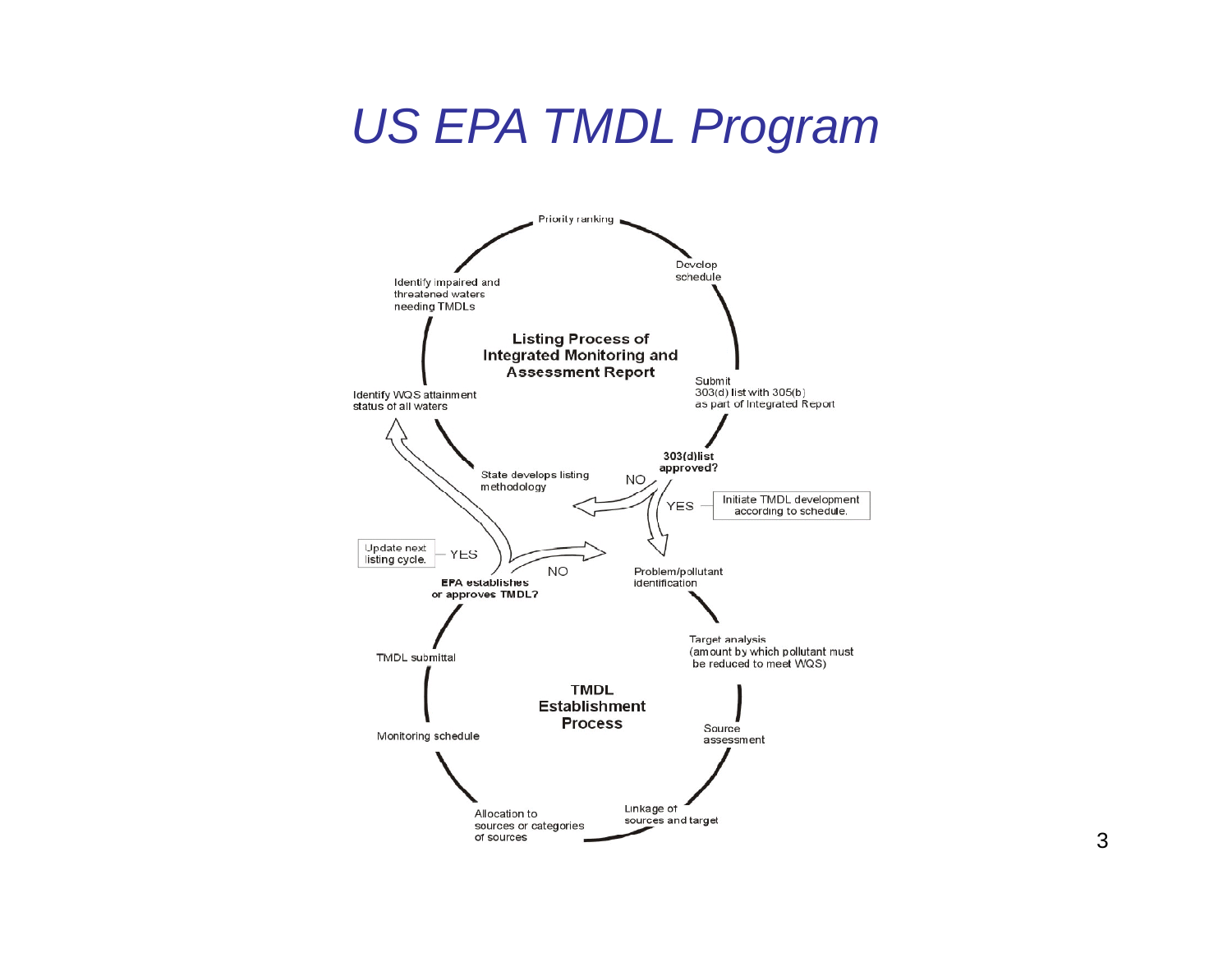# US EPA TMDL Program

**Listing Process of Integrated Monitoring and Assessment Report**

- Priority ranking
- Develop schedule
- Submit 303(d) list with 305(b) as part of Integrated Report
- **303(d)list approved?**
  - NO
  - YES — Initiate TMDL development according to schedule.
- State develops listing methodology
- Identify WQS attainment status of all waters
- Identify impaired and threatened waters needing TMDLs

**TMDL Establishment Process**

- Problem/pollutant identification
- Target analysis (amount by which pollutant must be reduced to meet WQS)
- Source assessment
- Linkage of sources and target
- Allocation to sources or categories of sources
- Monitoring schedule
- TMDL submittal
- **EPA establishes or approves TMDL?**
  - YES — Update next listing cycle.
  - NO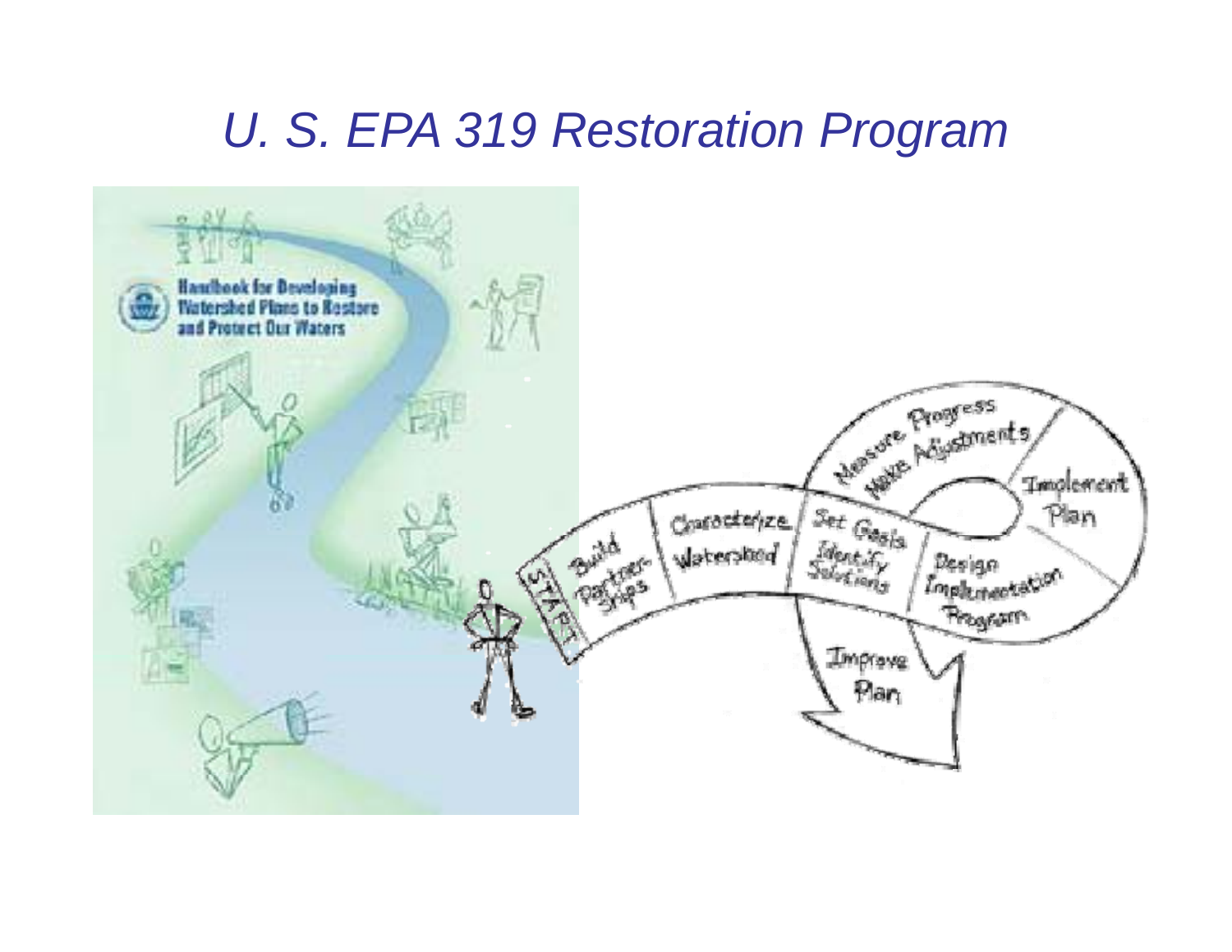# *U. S. EPA 319 Restoration Program*

Handbook for Developing Watershed Plans to Restore and Protect Our Waters

START

Build Partnerships

Characterize Watershed

Set Goals Identify Solutions

Design Implementation Program

Implement Plan

Measure Progress Make Adjustments

Improve Plan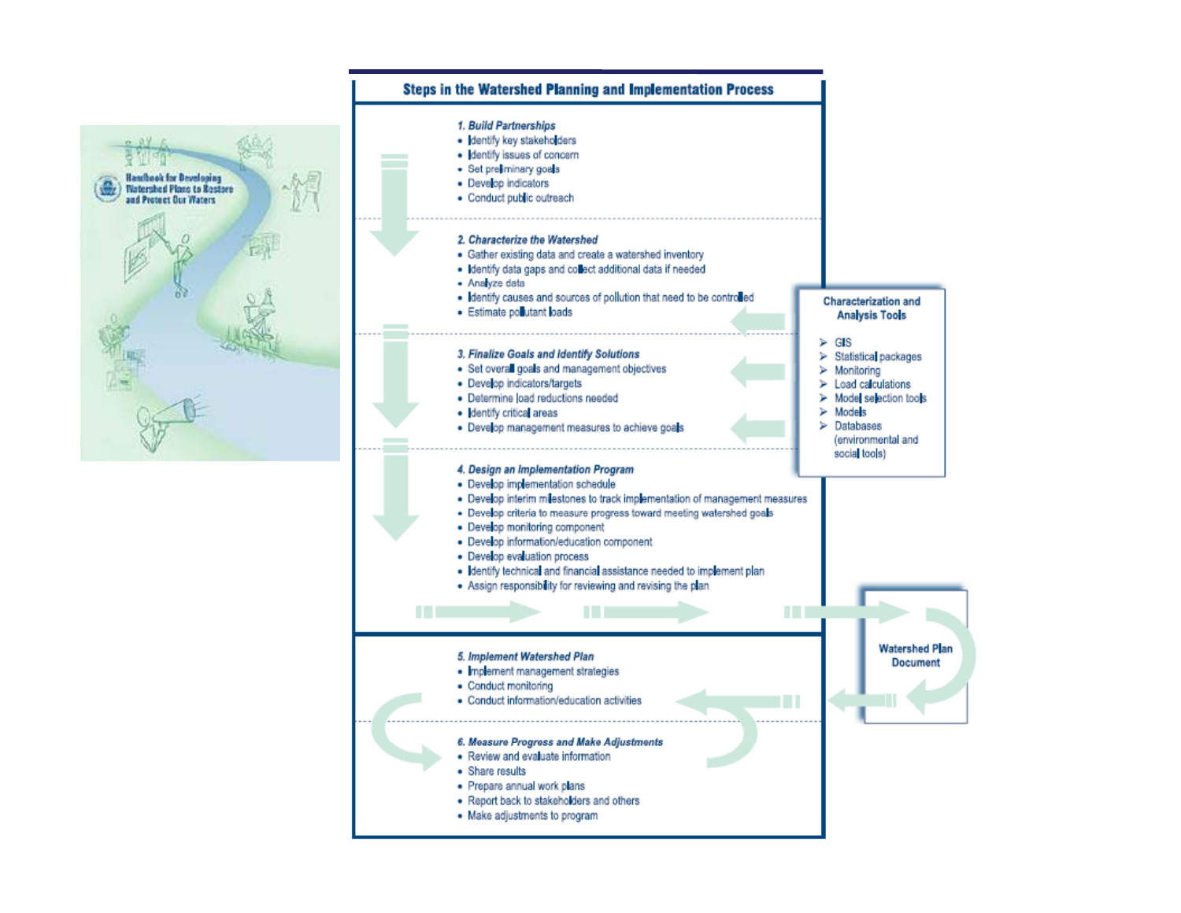Handbook for Developing Watershed Plans to Restore and Protect Our Waters

## Steps in the Watershed Planning and Implementation Process

*1. Build Partnerships*

- Identify key stakeholders
- Identify issues of concern
- Set preliminary goals
- Develop indicators
- Conduct public outreach

*2. Characterize the Watershed*

- Gather existing data and create a watershed inventory
- Identify data gaps and collect additional data if needed
- Analyze data
- Identify causes and sources of pollution that need to be controlled
- Estimate pollutant loads

*3. Finalize Goals and Identify Solutions*

- Set overall goals and management objectives
- Develop indicators/targets
- Determine load reductions needed
- Identify critical areas
- Develop management measures to achieve goals

*4. Design an Implementation Program*

- Develop implementation schedule
- Develop interim milestones to track implementation of management measures
- Develop criteria to measure progress toward meeting watershed goals
- Develop monitoring component
- Develop information/education component
- Develop evaluation process
- Identify technical and financial assistance needed to implement plan
- Assign responsibility for reviewing and revising the plan

**Characterization and Analysis Tools**

- GIS
- Statistical packages
- Monitoring
- Load calculations
- Model selection tools
- Models
- Databases (environmental and social tools)

**Watershed Plan Document**

*5. Implement Watershed Plan*

- Implement management strategies
- Conduct monitoring
- Conduct information/education activities

*6. Measure Progress and Make Adjustments*

- Review and evaluate information
- Share results
- Prepare annual work plans
- Report back to stakeholders and others
- Make adjustments to program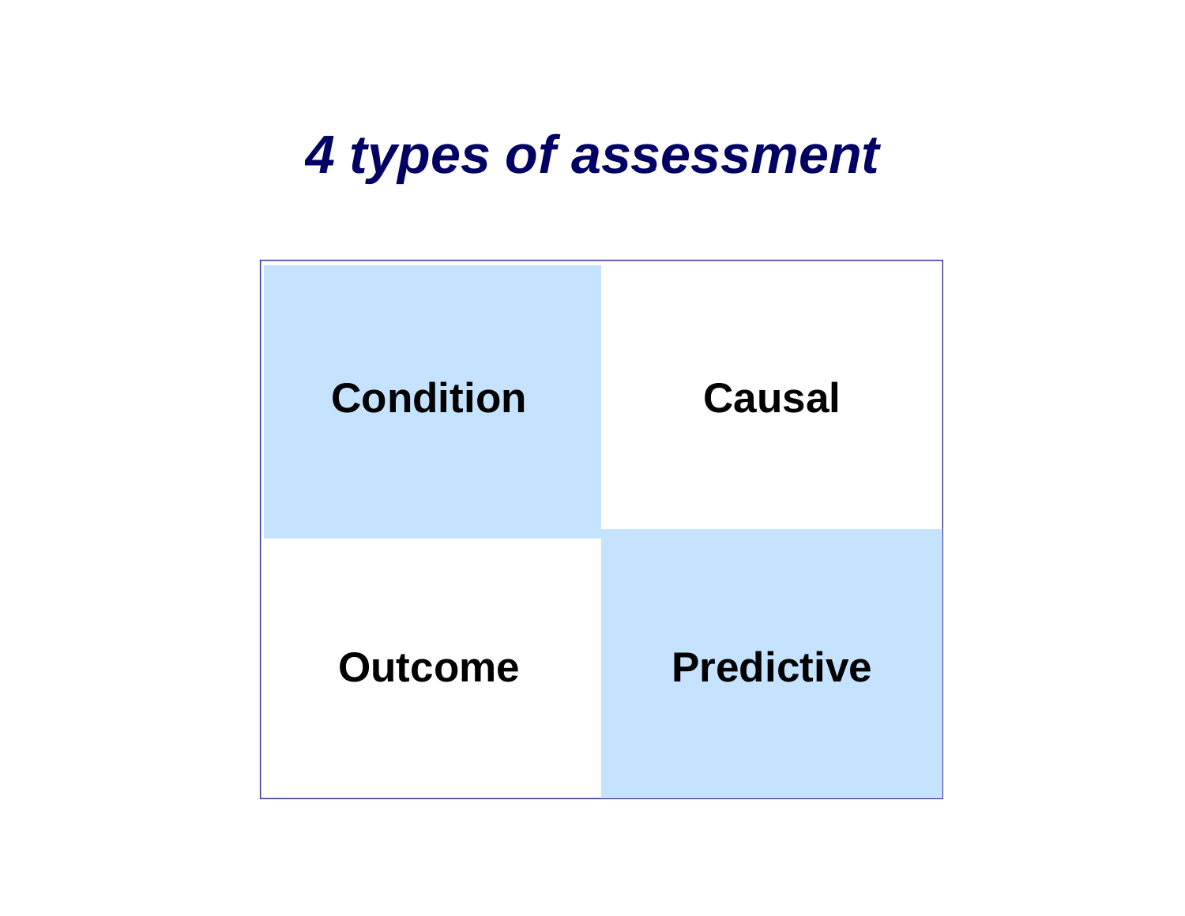# *4 types of assessment*

| | |
|---|---|
| **Condition** | **Causal** |
| **Outcome** | **Predictive** |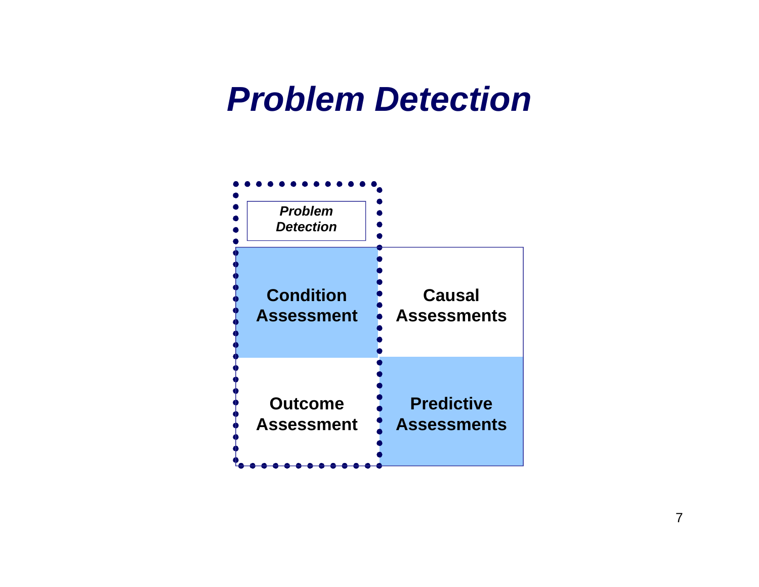# Problem Detection

*Problem Detection*

| Condition Assessment | Causal Assessments |
|---|---|
| Outcome Assessment | Predictive Assessments |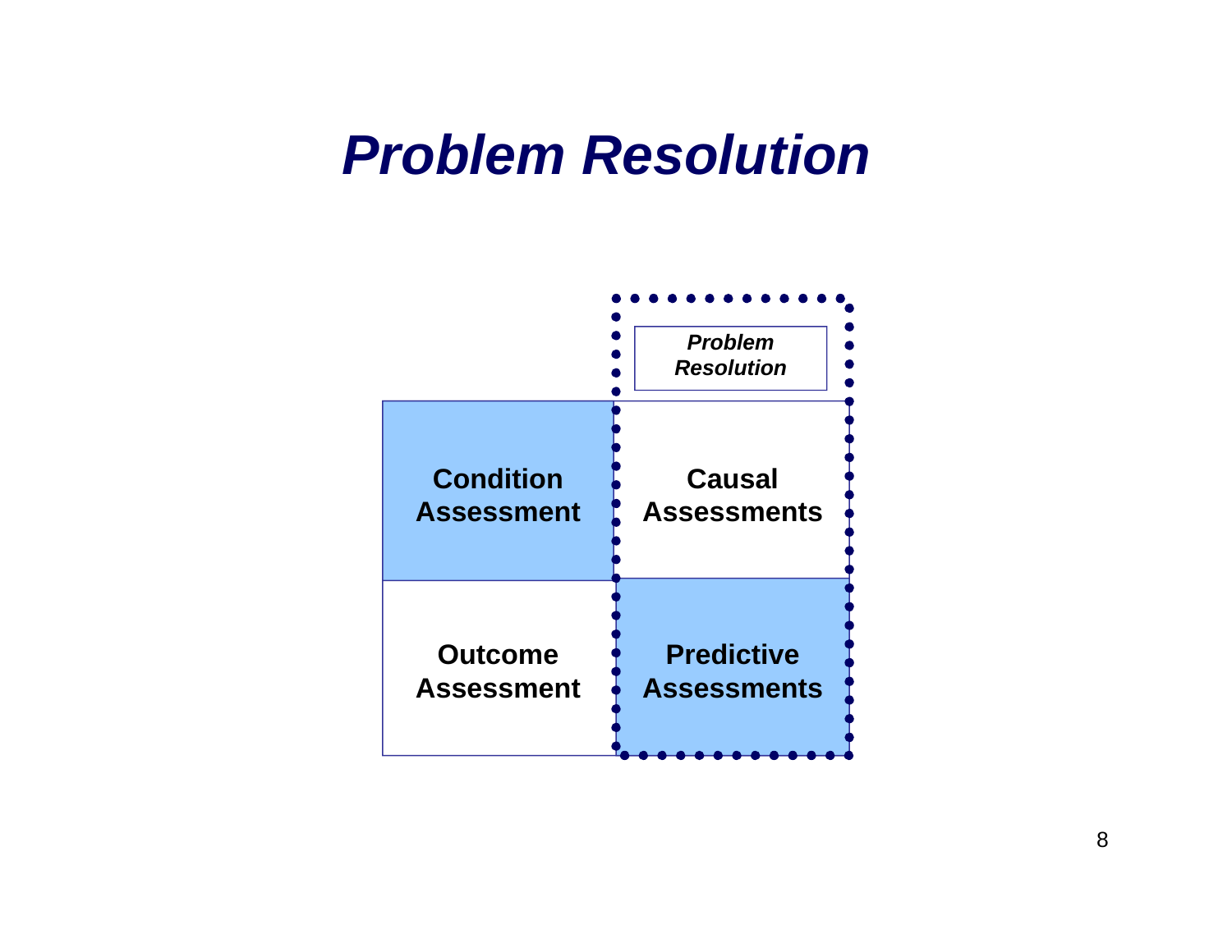# Problem Resolution

*Problem Resolution*

| | |
|---|---|
| **Condition Assessment** | **Causal Assessments** |
| **Outcome Assessment** | **Predictive Assessments** |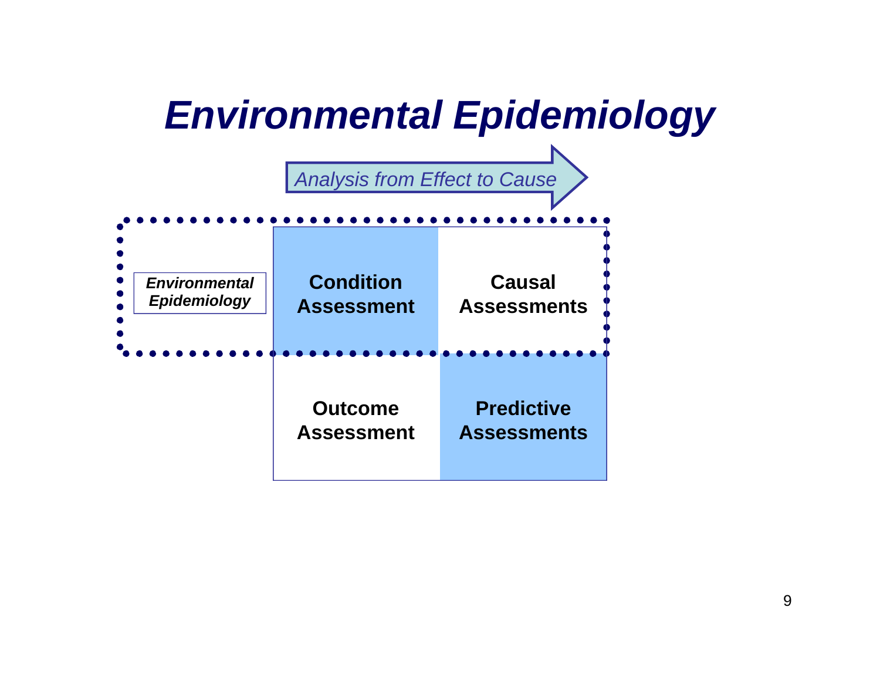# Environmental Epidemiology

*Analysis from Effect to Cause*

***Environmental Epidemiology***

| | |
|---|---|
| **Condition Assessment** | **Causal Assessments** |
| **Outcome Assessment** | **Predictive Assessments** |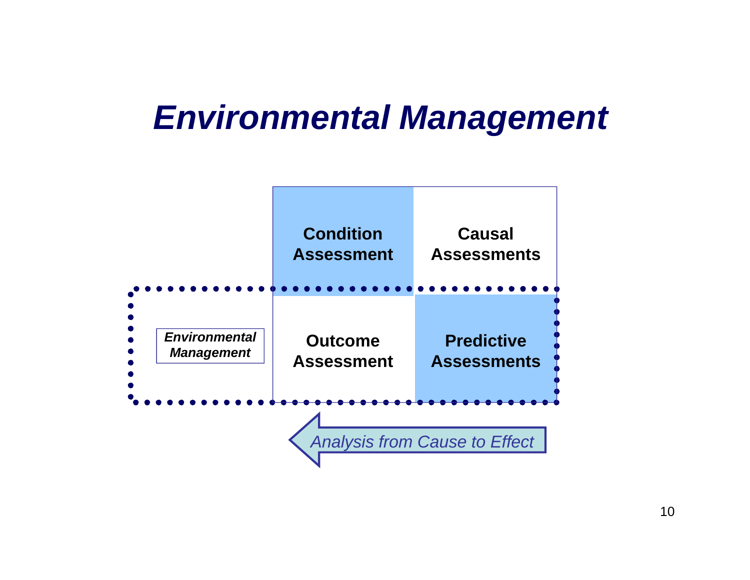# Environmental Management

| | | |
|---|---|---|
| | Condition Assessment | Causal Assessments |
| *Environmental Management* | Outcome Assessment | Predictive Assessments |

*Analysis from Cause to Effect*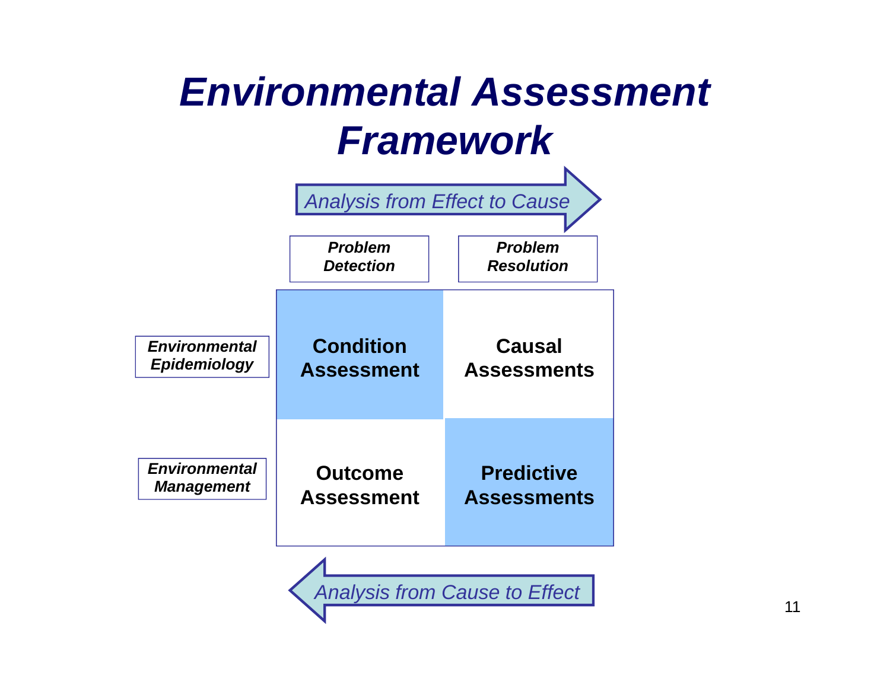# Environmental Assessment Framework

*Analysis from Effect to Cause* →

| | ***Problem Detection*** | ***Problem Resolution*** |
|---|---|---|
| ***Environmental Epidemiology*** | **Condition Assessment** | **Causal Assessments** |
| ***Environmental Management*** | **Outcome Assessment** | **Predictive Assessments** |

← *Analysis from Cause to Effect*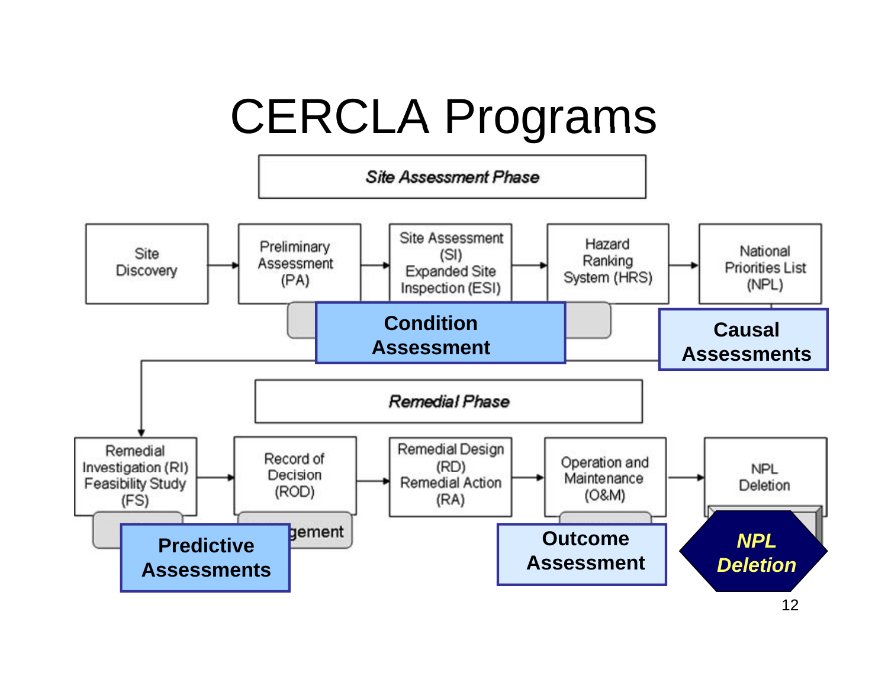# CERCLA Programs

*Site Assessment Phase*

Site Discovery → Preliminary Assessment (PA) → Site Assessment (SI) Expanded Site Inspection (ESI) → Hazard Ranking System (HRS) → National Priorities List (NPL)

**Condition Assessment**

**Causal Assessments**

*Remedial Phase*

Remedial Investigation (RI) Feasibility Study (FS) → Record of Decision (ROD) → Remedial Design (RD) Remedial Action (RA) → Operation and Maintenance (O&M) → NPL Deletion

**Predictive Assessments**

gement

**Outcome Assessment**

***NPL Deletion***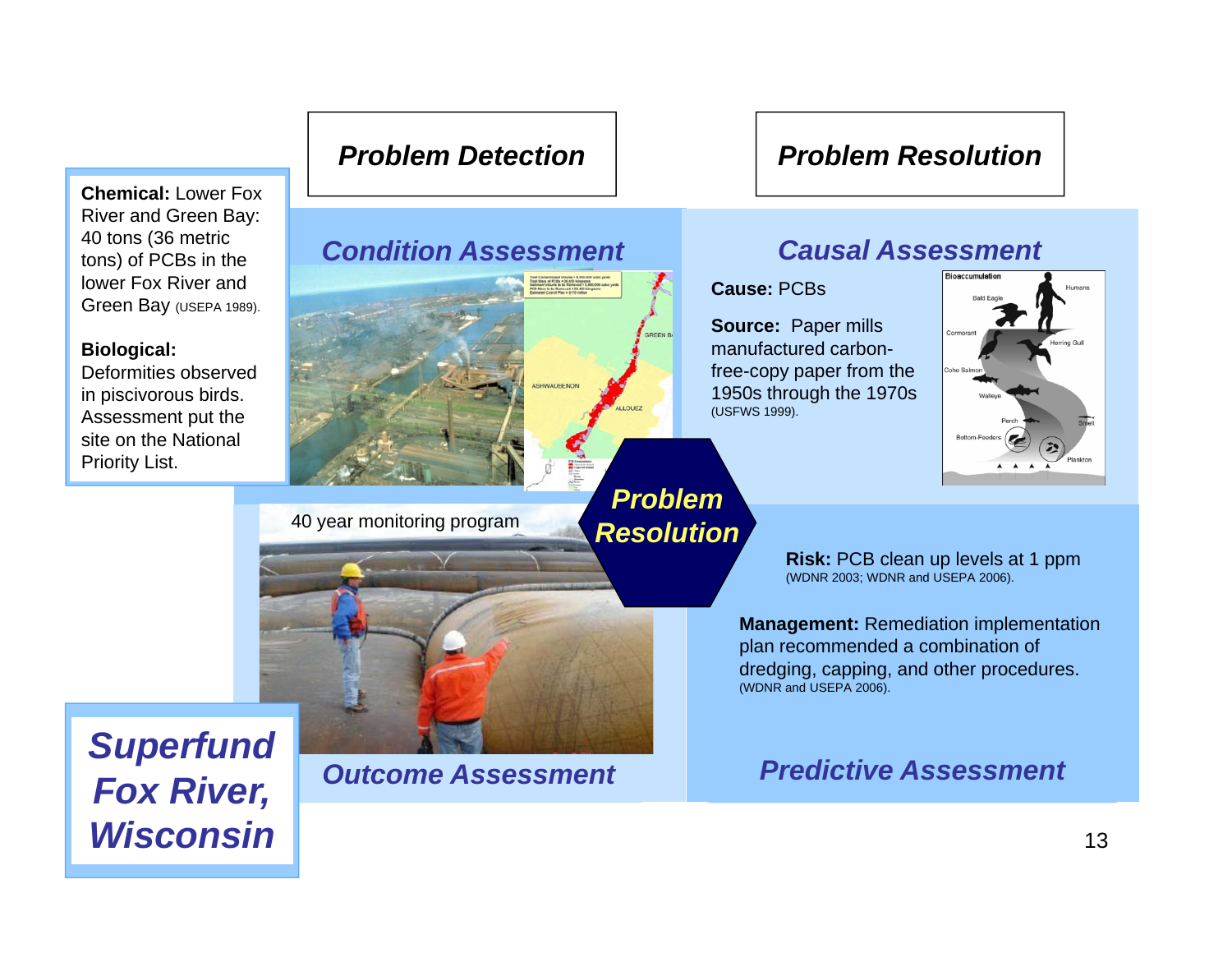# Superfund Fox River, Wisconsin

## Problem Detection

**Chemical:** Lower Fox River and Green Bay: 40 tons (36 metric tons) of PCBs in the lower Fox River and Green Bay (USEPA 1989).

**Biological:** Deformities observed in piscivorous birds. Assessment put the site on the National Priority List.

### Condition Assessment

## Problem Resolution

### Causal Assessment

**Cause:** PCBs

**Source:** Paper mills manufactured carbon-free-copy paper from the 1950s through the 1970s (USFWS 1999).

### Problem Resolution

### Predictive Assessment

**Risk:** PCB clean up levels at 1 ppm (WDNR 2003; WDNR and USEPA 2006).

**Management:** Remediation implementation plan recommended a combination of dredging, capping, and other procedures. (WDNR and USEPA 2006).

### Outcome Assessment

40 year monitoring program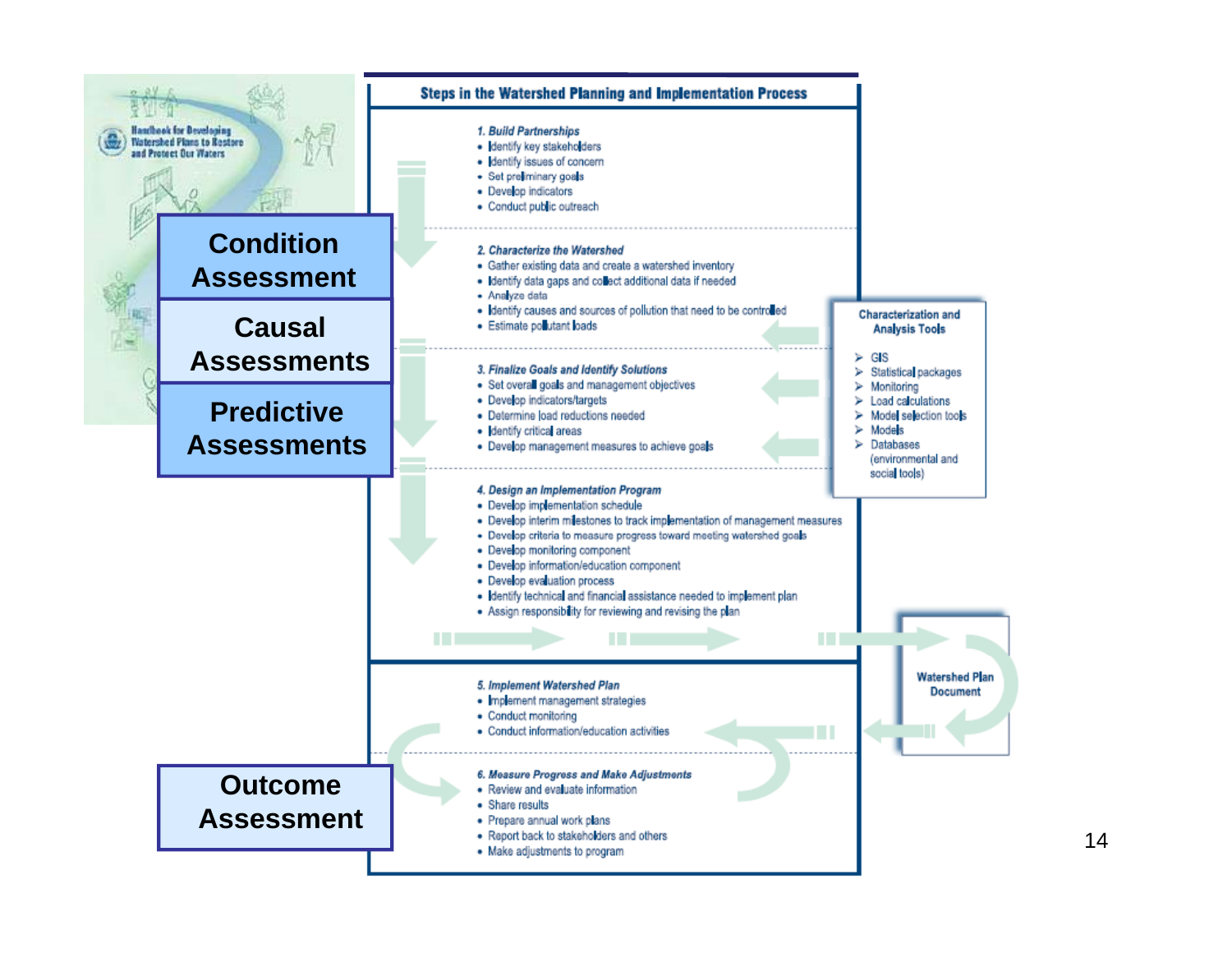Handbook for Developing Watershed Plans to Restore and Protect Our Waters

**Condition Assessment**

**Causal Assessments**

**Predictive Assessments**

**Outcome Assessment**

## Steps in the Watershed Planning and Implementation Process

*1. Build Partnerships*

- Identify key stakeholders
- Identify issues of concern
- Set preliminary goals
- Develop indicators
- Conduct public outreach

*2. Characterize the Watershed*

- Gather existing data and create a watershed inventory
- Identify data gaps and collect additional data if needed
- Analyze data
- Identify causes and sources of pollution that need to be controlled
- Estimate pollutant loads

*3. Finalize Goals and Identify Solutions*

- Set overall goals and management objectives
- Develop indicators/targets
- Determine load reductions needed
- Identify critical areas
- Develop management measures to achieve goals

*4. Design an Implementation Program*

- Develop implementation schedule
- Develop interim milestones to track implementation of management measures
- Develop criteria to measure progress toward meeting watershed goals
- Develop monitoring component
- Develop information/education component
- Develop evaluation process
- Identify technical and financial assistance needed to implement plan
- Assign responsibility for reviewing and revising the plan

*5. Implement Watershed Plan*

- Implement management strategies
- Conduct monitoring
- Conduct information/education activities

*6. Measure Progress and Make Adjustments*

- Review and evaluate information
- Share results
- Prepare annual work plans
- Report back to stakeholders and others
- Make adjustments to program

**Characterization and Analysis Tools**

- GIS
- Statistical packages
- Monitoring
- Load calculations
- Model selection tools
- Models
- Databases (environmental and social tools)

**Watershed Plan Document**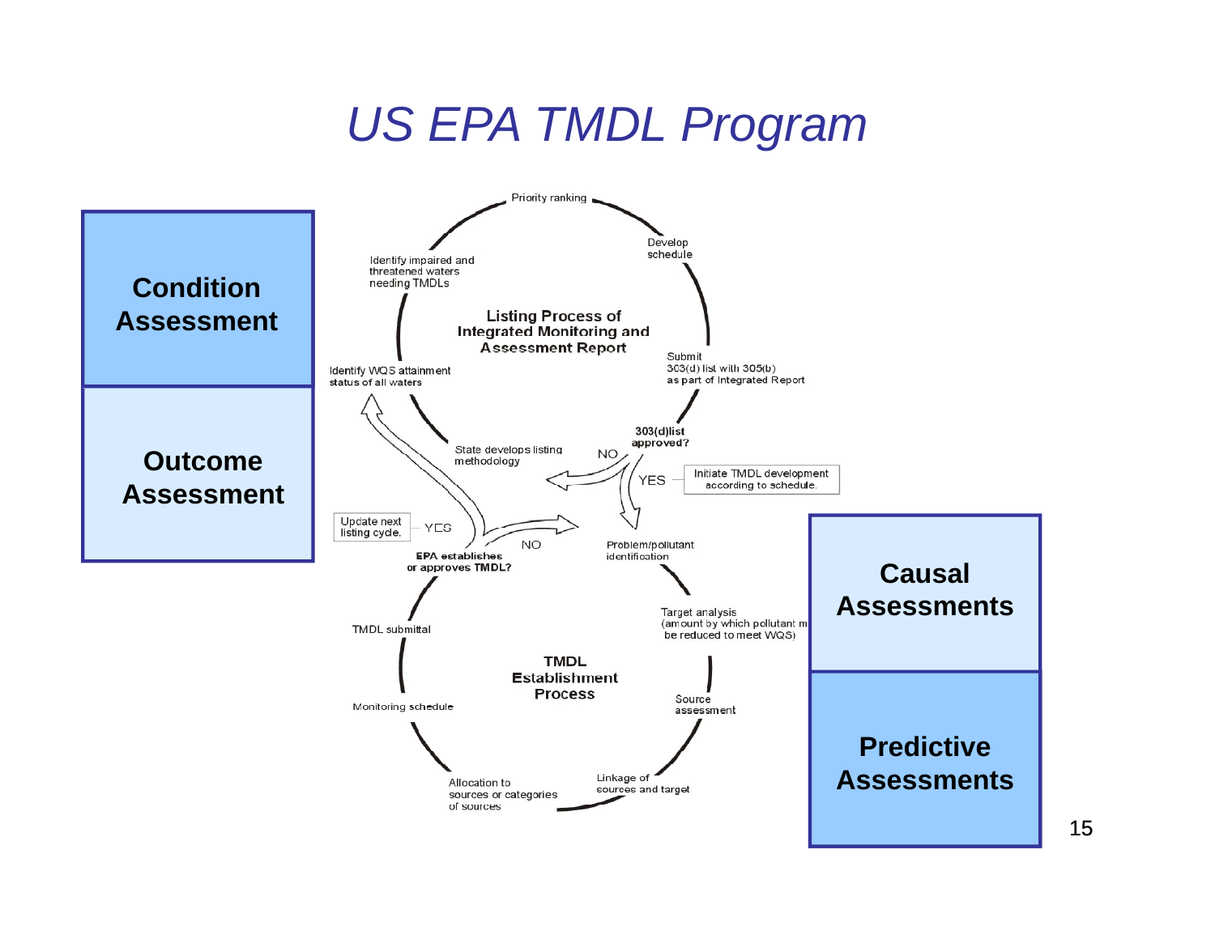# *US EPA TMDL Program*

**Condition Assessment**

**Outcome Assessment**

**Listing Process of Integrated Monitoring and Assessment Report**

- Priority ranking
- Develop schedule
- Submit 303(d) list with 305(b) as part of Integrated Report
- 303(d)list approved?
  - YES — Initiate TMDL development according to schedule.
  - NO — State develops listing methodology
- Identify WQS attainment status of all waters
- Identify impaired and threatened waters needing TMDLs

**TMDL Establishment Process**

- Problem/pollutant identification
- Target analysis (amount by which pollutant m be reduced to meet WQS)
- Source assessment
- Linkage of sources and target
- Allocation to sources or categories of sources
- Monitoring schedule
- TMDL submittal
- EPA establishes or approves TMDL?
  - YES — Update next listing cycle.
  - NO

**Causal Assessments**

**Predictive Assessments**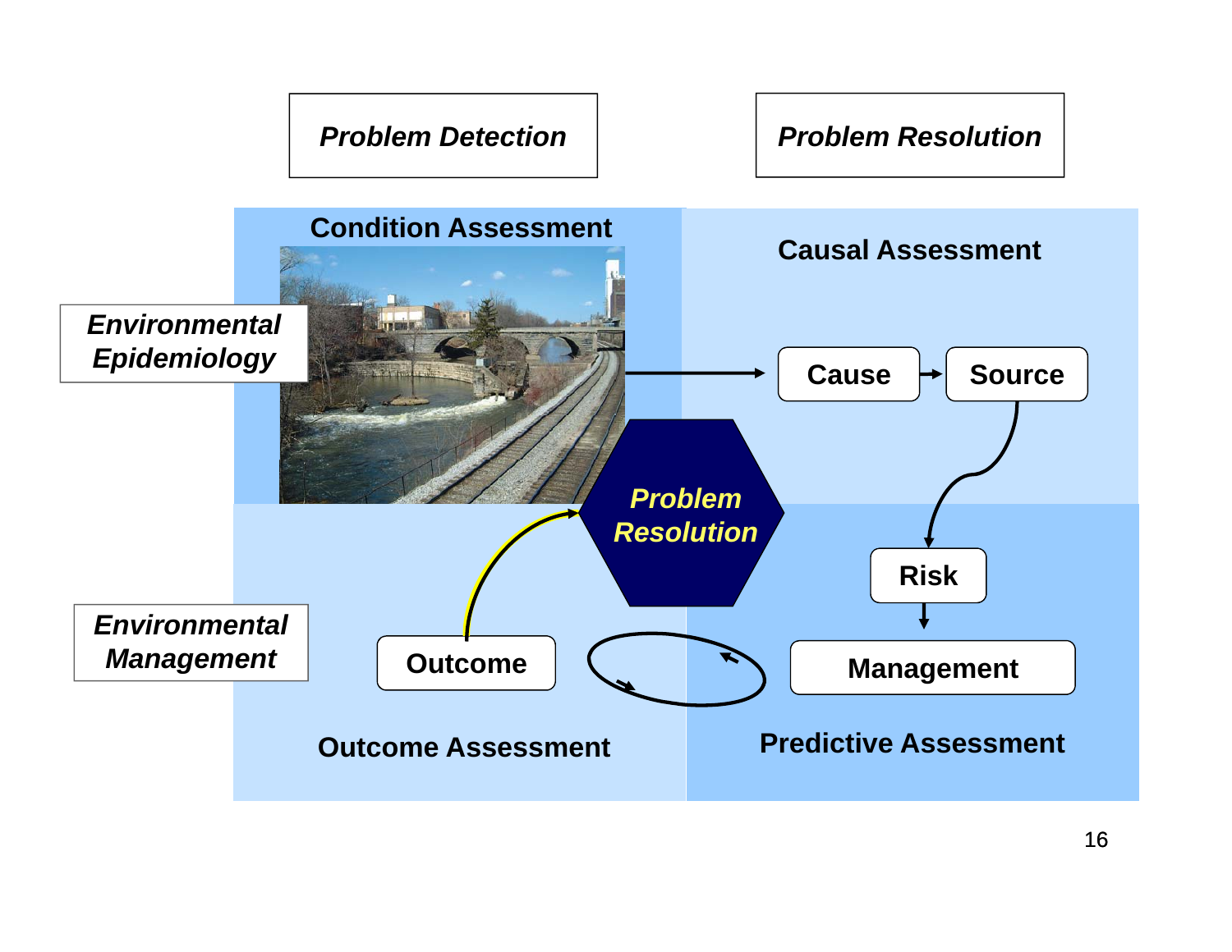*Problem Detection*

*Problem Resolution*

Condition Assessment

Causal Assessment

*Environmental Epidemiology*

Cause → Source

*Problem Resolution*

Risk

Management

*Environmental Management*

Outcome

Outcome Assessment

Predictive Assessment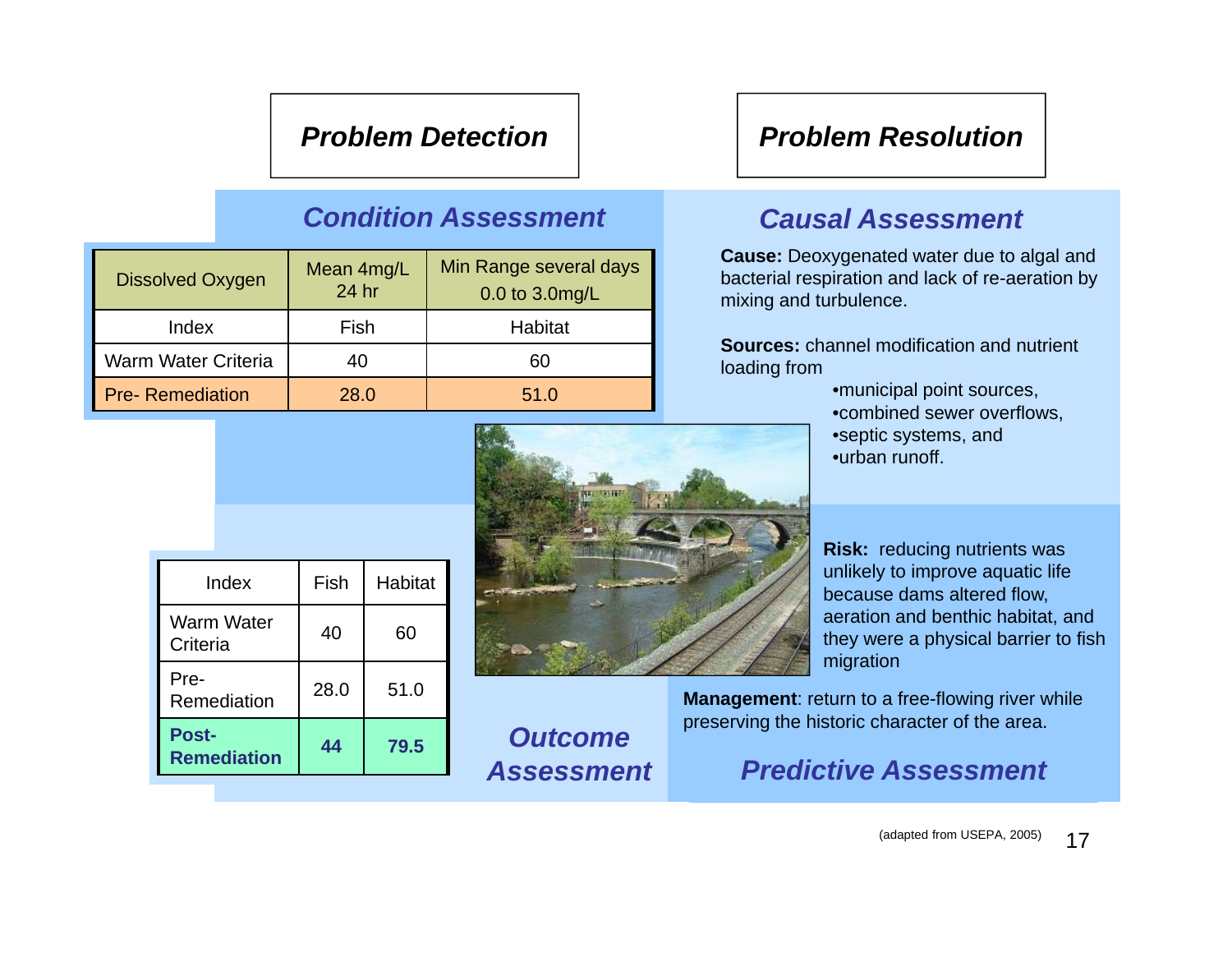## Problem Detection

## Problem Resolution

### Condition Assessment

| Dissolved Oxygen | Mean 4mg/L 24 hr | Min Range several days 0.0 to 3.0mg/L |
|---|---|---|
| Index | Fish | Habitat |
| Warm Water Criteria | 40 | 60 |
| Pre- Remediation | 28.0 | 51.0 |

### Causal Assessment

**Cause:** Deoxygenated water due to algal and bacterial respiration and lack of re-aeration by mixing and turbulence.

**Sources:** channel modification and nutrient loading from

- municipal point sources,
- combined sewer overflows,
- septic systems, and
- urban runoff.

**Risk:** reducing nutrients was unlikely to improve aquatic life because dams altered flow, aeration and benthic habitat, and they were a physical barrier to fish migration

**Management**: return to a free-flowing river while preserving the historic character of the area.

### Predictive Assessment

| Index | Fish | Habitat |
|---|---|---|
| Warm Water Criteria | 40 | 60 |
| Pre-Remediation | 28.0 | 51.0 |
| **Post-Remediation** | **44** | **79.5** |

### Outcome Assessment

(adapted from USEPA, 2005)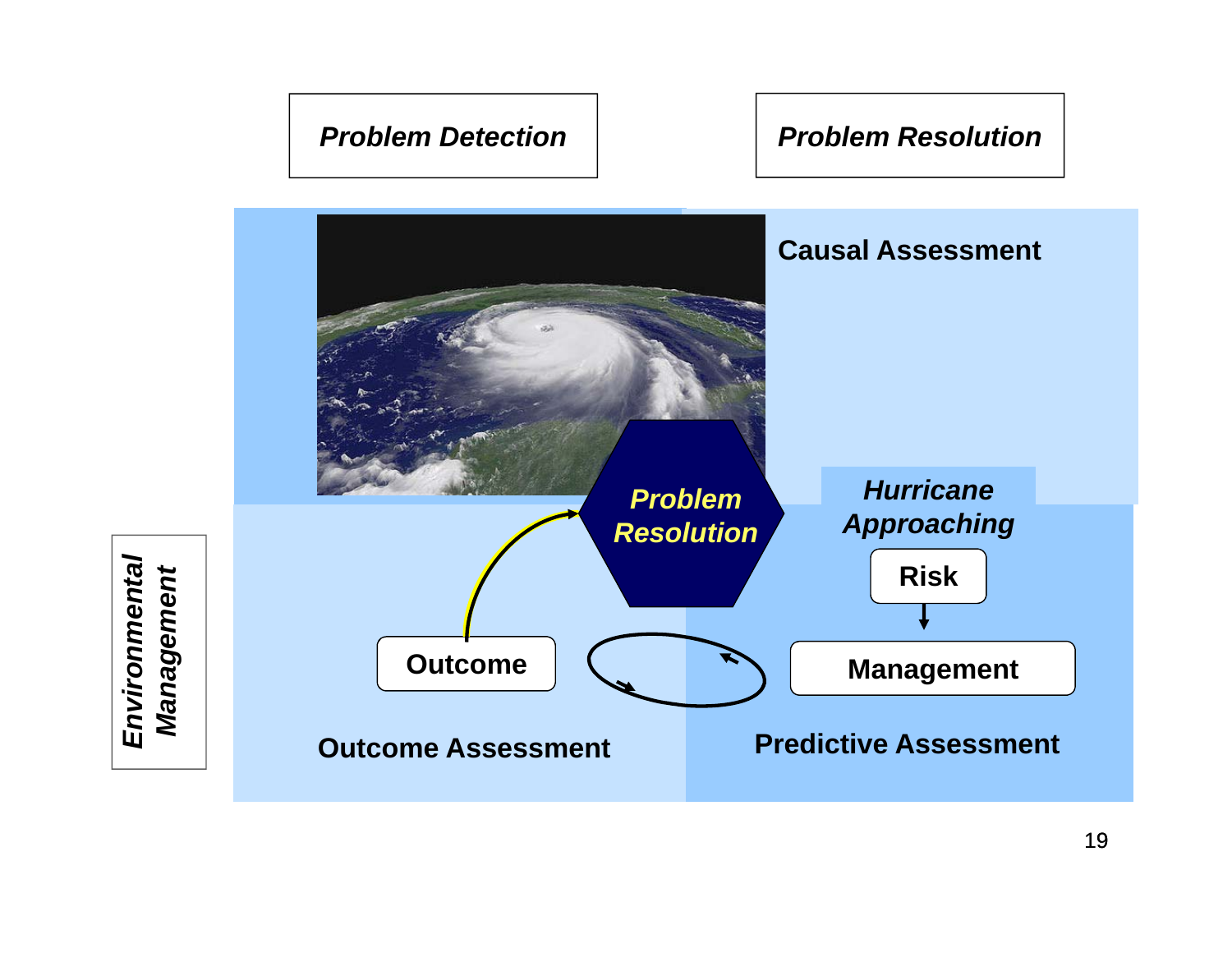*Problem Detection*

*Problem Resolution*

**Causal Assessment**

***Problem Resolution***

***Hurricane Approaching***

**Risk**

**Management**

**Outcome**

**Outcome Assessment**

**Predictive Assessment**

***Environmental Management***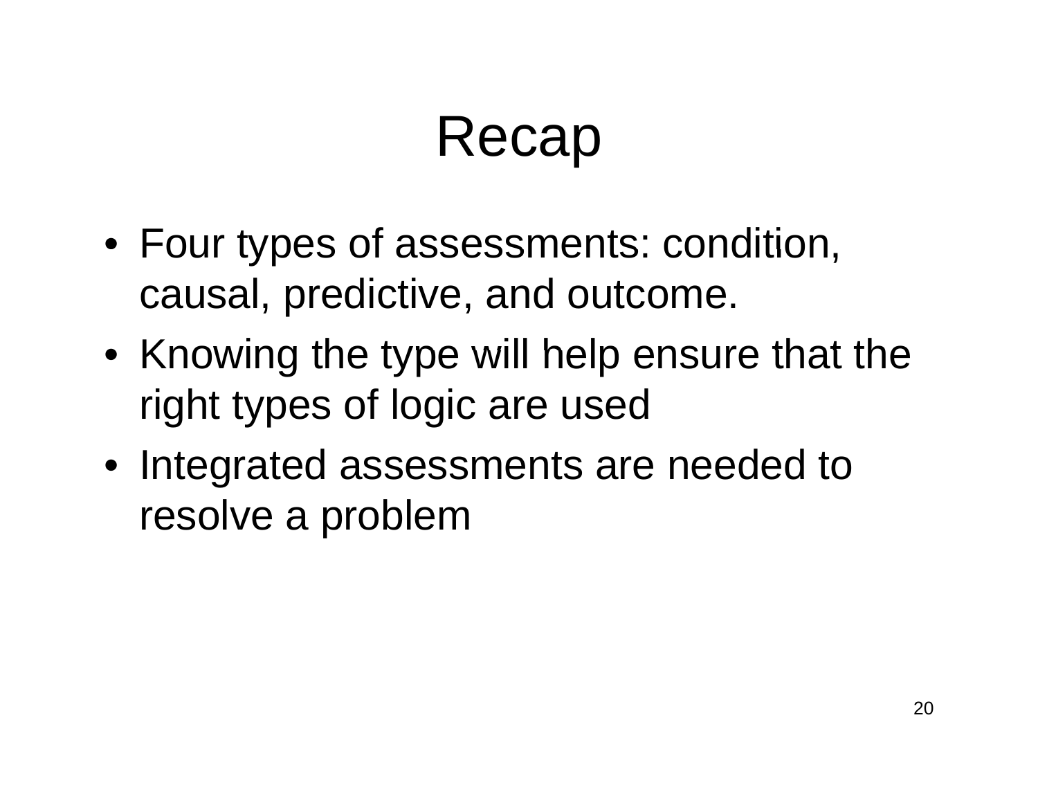# Recap

- Four types of assessments: condition, causal, predictive, and outcome.
- Knowing the type will help ensure that the right types of logic are used
- Integrated assessments are needed to resolve a problem